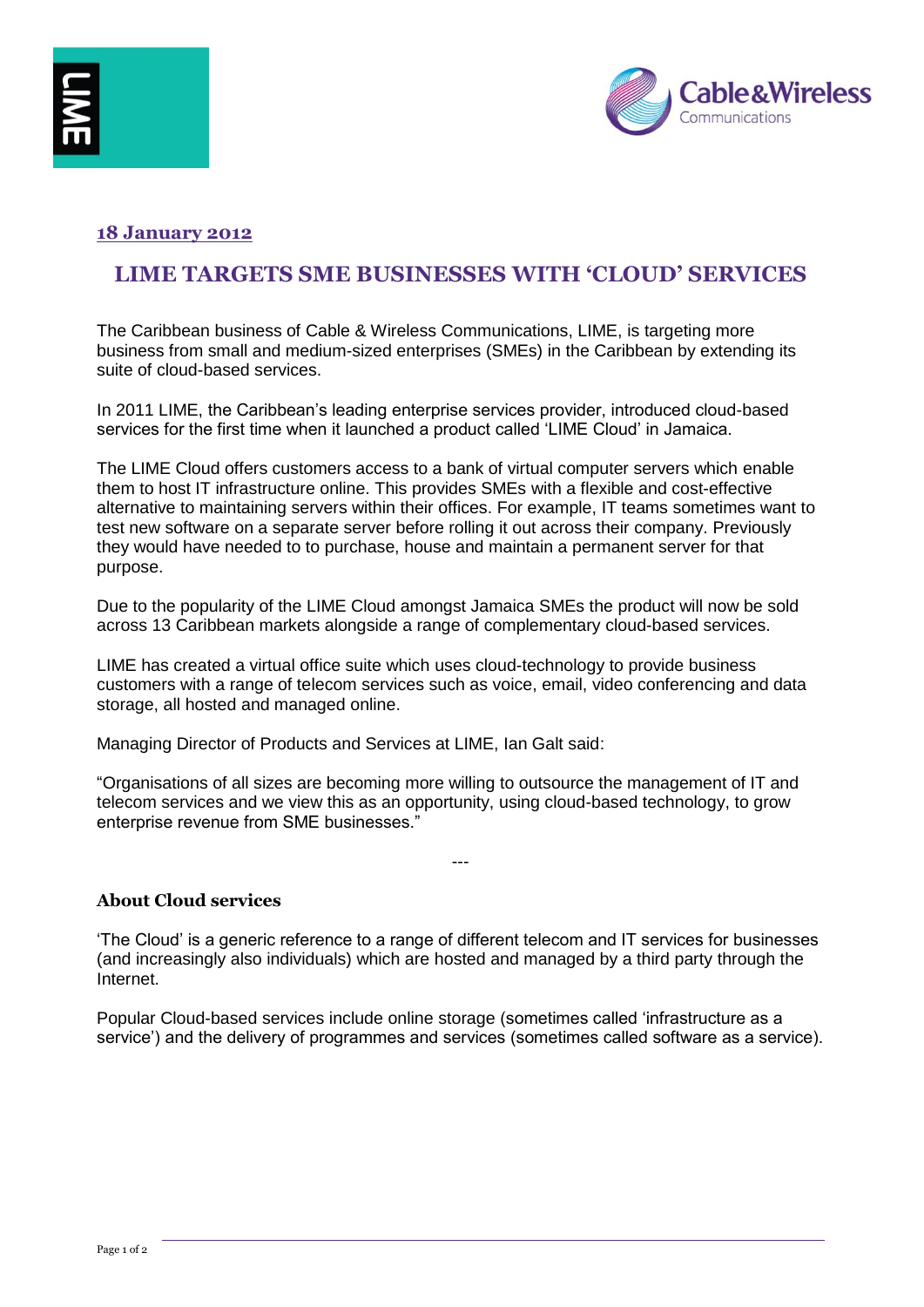**18 January 2012**

# LIME TARGETS SME BUSINESSES WITH 'CLOUD' SERVICES

The Caribbean business of Cable & Wireless Communications, LIME, is targeting more business from small and medium-sized enterprises (SMEs) in the Caribbean by extending its suite of cloud-based services.

In 2011 LIME, the Caribbean's leading enterprise services provider, introduced cloud-based services for the first time when it launched a product called 'LIME Cloud' in Jamaica.

The LIME Cloud offers customers access to a bank of virtual computer servers which enable them to host IT infrastructure online. This provides SMEs with a flexible and cost-effective alternative to maintaining servers within their offices. For example, IT teams sometimes want to test new software on a separate server before rolling it out across their company. Previously they would have needed to to purchase, house and maintain a permanent server for that purpose.

Due to the popularity of the LIME Cloud amongst Jamaica SMEs the product will now be sold across 13 Caribbean markets alongside a range of complementary cloud-based services.

LIME has created a virtual office suite which uses cloud-technology to provide business customers with a range of telecom services such as voice, email, video conferencing and data storage, all hosted and managed online.

Managing Director of Products and Services at LIME, Ian Galt said:

"Organisations of all sizes are becoming more willing to outsource the management of IT and telecom services and we view this as an opportunity, using cloud-based technology, to grow enterprise revenue from SME businesses."

---

## About Cloud services

'The Cloud' is a generic reference to a range of different telecom and IT services for businesses (and increasingly also individuals) which are hosted and managed by a third party through the Internet.

Popular Cloud-based services include online storage (sometimes called 'infrastructure as a service') and the delivery of programmes and services (sometimes called software as a service).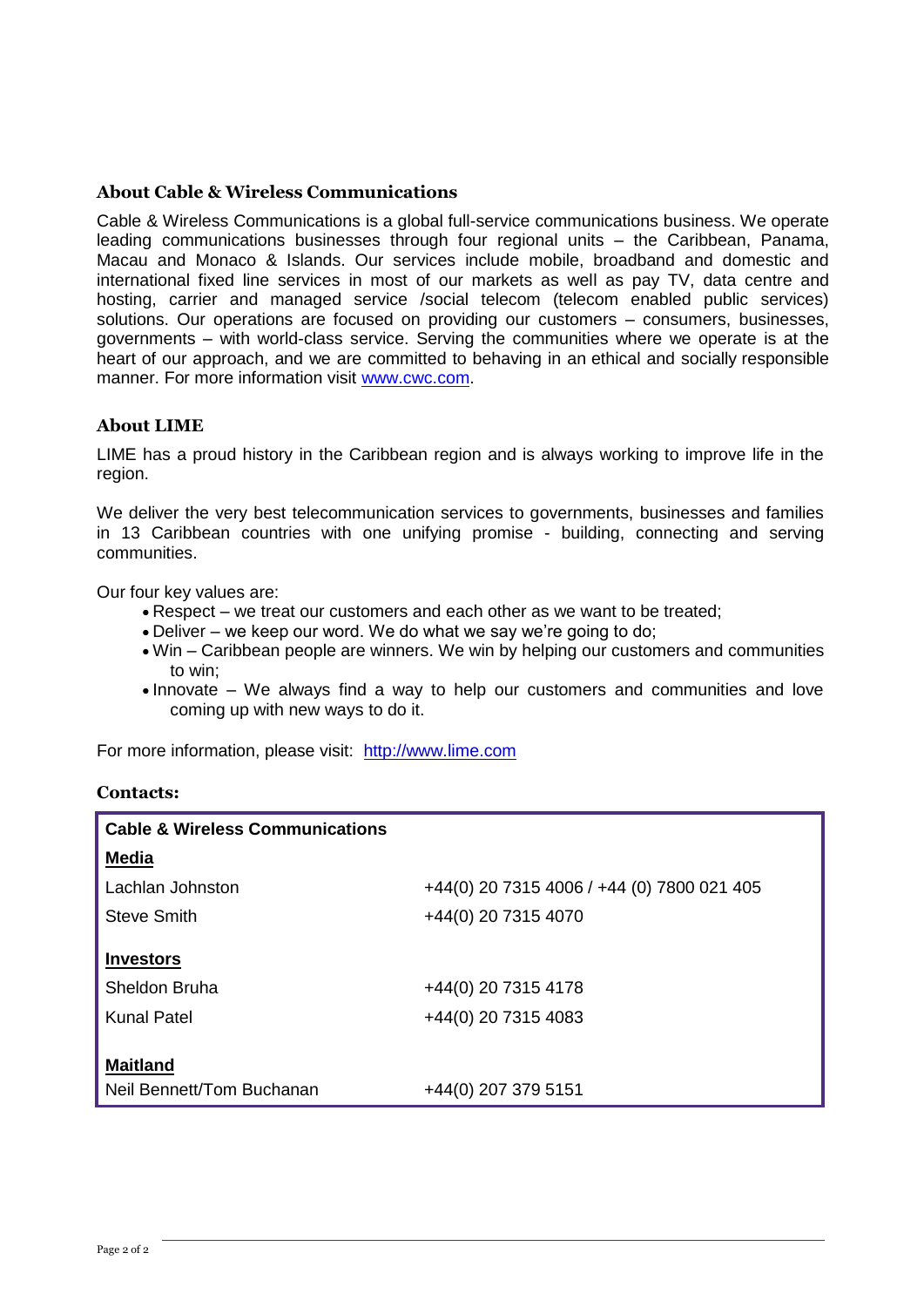### About Cable & Wireless Communications

Cable & Wireless Communications is a global full-service communications business. We operate leading communications businesses through four regional units – the Caribbean, Panama, Macau and Monaco & Islands. Our services include mobile, broadband and domestic and international fixed line services in most of our markets as well as pay TV, data centre and hosting, carrier and managed service /social telecom (telecom enabled public services) solutions. Our operations are focused on providing our customers – consumers, businesses, governments – with world-class service. Serving the communities where we operate is at the heart of our approach, and we are committed to behaving in an ethical and socially responsible manner. For more information visit [www.cwc.com](http://www.cwc.com).

### About LIME

LIME has a proud history in the Caribbean region and is always working to improve life in the region.

We deliver the very best telecommunication services to governments, businesses and families in 13 Caribbean countries with one unifying promise - building, connecting and serving communities.

Our four key values are:

- Respect – we treat our customers and each other as we want to be treated;
- Deliver – we keep our word. We do what we say we're going to do;
- Win – Caribbean people are winners. We win by helping our customers and communities to win;
- Innovate – We always find a way to help our customers and communities and love coming up with new ways to do it.

For more information, please visit: [http://www.lime.com](http://www.lime.com)

**Contacts:**

| | |
|---|---|
| **Cable & Wireless Communications** | |
| **Media** | |
| Lachlan Johnston | +44(0) 20 7315 4006 / +44 (0) 7800 021 405 |
| Steve Smith | +44(0) 20 7315 4070 |
| **Investors** | |
| Sheldon Bruha | +44(0) 20 7315 4178 |
| Kunal Patel | +44(0) 20 7315 4083 |
| **Maitland** | |
| Neil Bennett/Tom Buchanan | +44(0) 207 379 5151 |